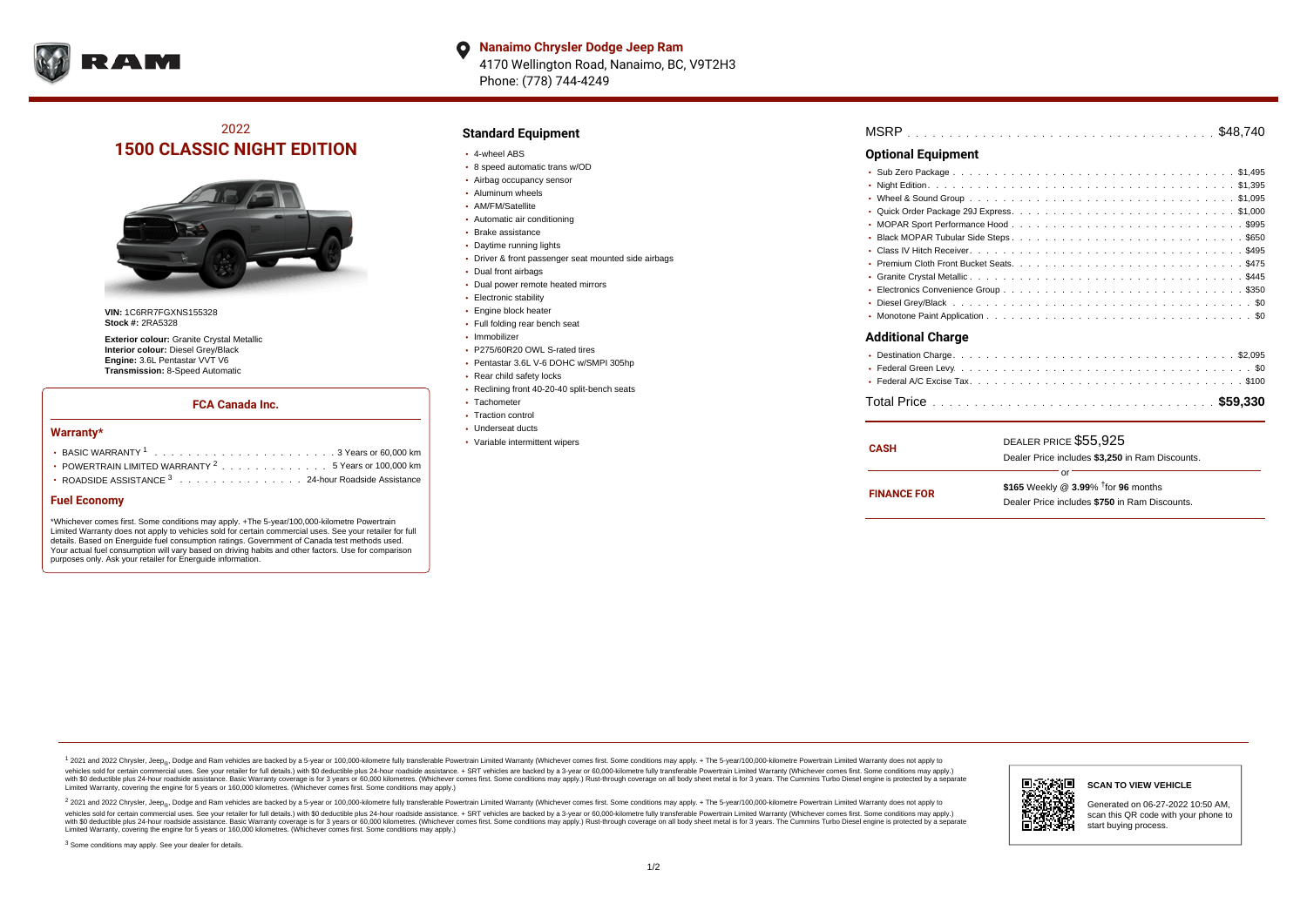**Nanaimo Chrysler Dodge Jeep Ram**
4170 Wellington Road, Nanaimo, BC, V9T2H3
Phone: (778) 744-4249

## 2022
# 1500 CLASSIC NIGHT EDITION

**VIN:** 1C6RR7FGXNS155328
**Stock #:** 2RA5328

**Exterior colour:** Granite Crystal Metallic
**Interior colour:** Diesel Grey/Black
**Engine:** 3.6L Pentastar VVT V6
**Transmission:** 8-Speed Automatic

### FCA Canada Inc.

#### Warranty*

- BASIC WARRANTY [1] . . . . . . . . . . 3 Years or 60,000 km
- POWERTRAIN LIMITED WARRANTY [2] . . . . . . . . . . 5 Years or 100,000 km
- ROADSIDE ASSISTANCE [3] . . . . . . . . . . 24-hour Roadside Assistance

#### Fuel Economy

*Whichever comes first. Some conditions may apply. +The 5-year/100,000-kilometre Powertrain Limited Warranty does not apply to vehicles sold for certain commercial uses. See your retailer for full details. Based on Energuide fuel consumption ratings. Government of Canada test methods used. Your actual fuel consumption will vary based on driving habits and other factors. Use for comparison purposes only. Ask your retailer for Energuide information.

## Standard Equipment

- 4-wheel ABS
- 8 speed automatic trans w/OD
- Airbag occupancy sensor
- Aluminum wheels
- AM/FM/Satellite
- Automatic air conditioning
- Brake assistance
- Daytime running lights
- Driver & front passenger seat mounted side airbags
- Dual front airbags
- Dual power remote heated mirrors
- Electronic stability
- Engine block heater
- Full folding rear bench seat
- Immobilizer
- P275/60R20 OWL S-rated tires
- Pentastar 3.6L V-6 DOHC w/SMPI 305hp
- Rear child safety locks
- Reclining front 40-20-40 split-bench seats
- Tachometer
- Traction control
- Underseat ducts
- Variable intermittent wipers

**MSRP** . . . . . . . . . . $48,740

## Optional Equipment

- Sub Zero Package . . . . . . . . . . $1,495
- Night Edition . . . . . . . . . . $1,395
- Wheel & Sound Group . . . . . . . . . . $1,095
- Quick Order Package 29J Express . . . . . . . . . . $1,000
- MOPAR Sport Performance Hood . . . . . . . . . . $995
- Black MOPAR Tubular Side Steps . . . . . . . . . . $650
- Class IV Hitch Receiver . . . . . . . . . . $495
- Premium Cloth Front Bucket Seats . . . . . . . . . . $475
- Granite Crystal Metallic . . . . . . . . . . $445
- Electronics Convenience Group . . . . . . . . . . $350
- Diesel Grey/Black . . . . . . . . . . $0
- Monotone Paint Application . . . . . . . . . . $0

## Additional Charge

- Destination Charge . . . . . . . . . . $2,095
- Federal Green Levy . . . . . . . . . . $0
- Federal A/C Excise Tax . . . . . . . . . . $100

**Total Price** . . . . . . . . . . **$59,330**

| | |
|---|---|
| **CASH** | DEALER PRICE $55,925<br>Dealer Price includes **$3,250** in Ram Discounts. |
| | or |
| **FINANCE FOR** | **$165** Weekly @ **3.99**% †for **96** months<br>Dealer Price includes **$750** in Ram Discounts. |

[1] 2021 and 2022 Chrysler, Jeep®, Dodge and Ram vehicles are backed by a 5-year or 100,000-kilometre fully transferable Powertrain Limited Warranty (Whichever comes first. Some conditions may apply. + The 5-year/100,000-kilometre Powertrain Limited Warranty does not apply to vehicles sold for certain commercial uses. See your retailer for full details.) with $0 deductible plus 24-hour roadside assistance. + SRT vehicles are backed by a 3-year or 60,000-kilometre fully transferable Powertrain Limited Warranty (Whichever comes first. Some conditions may apply.) with $0 deductible plus 24-hour roadside assistance. Basic Warranty coverage is for 3 years or 60,000 kilometres. (Whichever comes first. Some conditions may apply.) Rust-through coverage on all body sheet metal is for 3 years. The Cummins Turbo Diesel engine is protected by a separate Limited Warranty, covering the engine for 5 years or 160,000 kilometres. (Whichever comes first. Some conditions may apply.)

[2] 2021 and 2022 Chrysler, Jeep®, Dodge and Ram vehicles are backed by a 5-year or 100,000-kilometre fully transferable Powertrain Limited Warranty (Whichever comes first. Some conditions may apply. + The 5-year/100,000-kilometre Powertrain Limited Warranty does not apply to vehicles sold for certain commercial uses. See your retailer for full details.) with $0 deductible plus 24-hour roadside assistance. + SRT vehicles are backed by a 3-year or 60,000-kilometre fully transferable Powertrain Limited Warranty (Whichever comes first. Some conditions may apply.) with $0 deductible plus 24-hour roadside assistance. Basic Warranty coverage is for 3 years or 60,000 kilometres. (Whichever comes first. Some conditions may apply.) Rust-through coverage on all body sheet metal is for 3 years. The Cummins Turbo Diesel engine is protected by a separate Limited Warranty, covering the engine for 5 years or 160,000 kilometres. (Whichever comes first. Some conditions may apply.)

[3] Some conditions may apply. See your dealer for details.

**SCAN TO VIEW VEHICLE**

Generated on 06-27-2022 10:50 AM, scan this QR code with your phone to start buying process.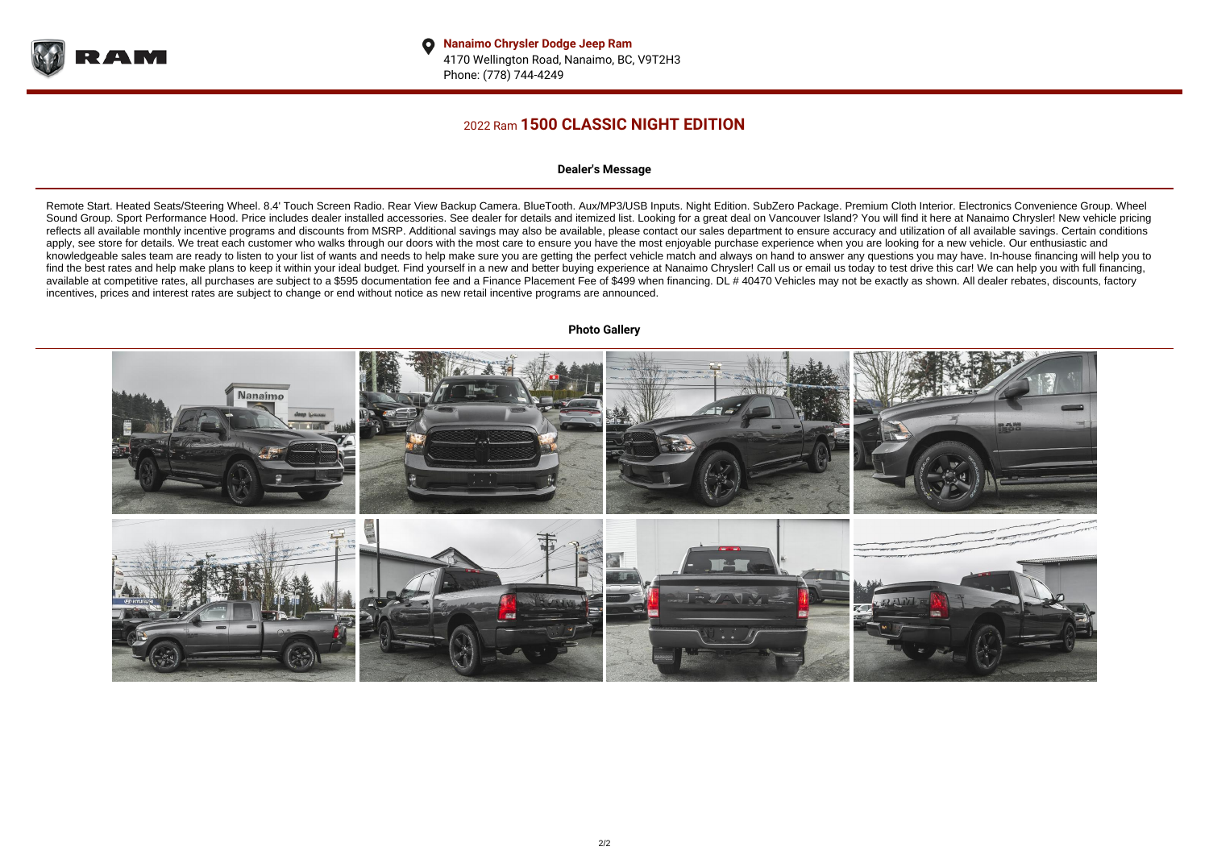**Nanaimo Chrysler Dodge Jeep Ram**
4170 Wellington Road, Nanaimo, BC, V9T2H3
Phone: (778) 744-4249

# 2022 Ram **1500 CLASSIC NIGHT EDITION**

## Dealer's Message

Remote Start. Heated Seats/Steering Wheel. 8.4' Touch Screen Radio. Rear View Backup Camera. BlueTooth. Aux/MP3/USB Inputs. Night Edition. SubZero Package. Premium Cloth Interior. Electronics Convenience Group. Wheel Sound Group. Sport Performance Hood. Price includes dealer installed accessories. See dealer for details and itemized list. Looking for a great deal on Vancouver Island? You will find it here at Nanaimo Chrysler! New vehicle pricing reflects all available monthly incentive programs and discounts from MSRP. Additional savings may also be available, please contact our sales department to ensure accuracy and utilization of all available savings. Certain conditions apply, see store for details. We treat each customer who walks through our doors with the most care to ensure you have the most enjoyable purchase experience when you are looking for a new vehicle. Our enthusiastic and knowledgeable sales team are ready to listen to your list of wants and needs to help make sure you are getting the perfect vehicle match and always on hand to answer any questions you may have. In-house financing will help you to find the best rates and help make plans to keep it within your ideal budget. Find yourself in a new and better buying experience at Nanaimo Chrysler! Call us or email us today to test drive this car! We can help you with full financing, available at competitive rates, all purchases are subject to a $595 documentation fee and a Finance Placement Fee of $499 when financing. DL # 40470 Vehicles may not be exactly as shown. All dealer rebates, discounts, factory incentives, prices and interest rates are subject to change or end without notice as new retail incentive programs are announced.

## Photo Gallery